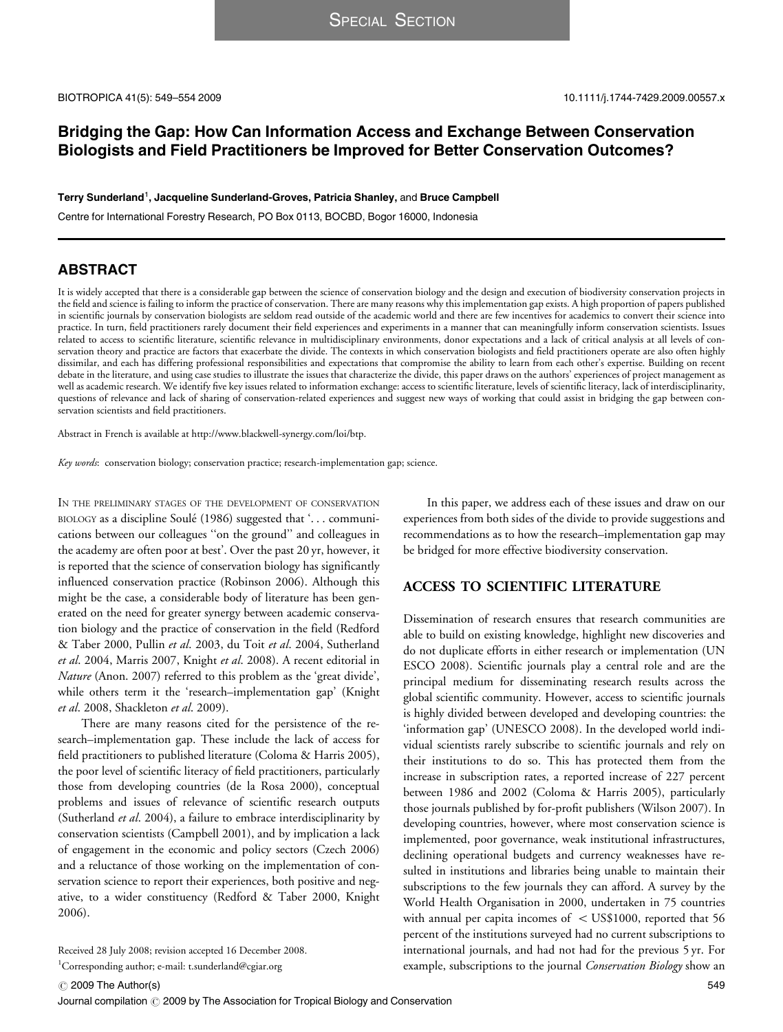SPECIAL SECTION

# Bridging the Gap: How Can Information Access and Exchange Between Conservation Biologists and Field Practitioners be Improved for Better Conservation Outcomes?

**Terry Sunderland**[1], **Jacqueline Sunderland-Groves, Patricia Shanley,** and **Bruce Campbell**

Centre for International Forestry Research, PO Box 0113, BOCBD, Bogor 16000, Indonesia

## ABSTRACT

It is widely accepted that there is a considerable gap between the science of conservation biology and the design and execution of biodiversity conservation projects in the field and science is failing to inform the practice of conservation. There are many reasons why this implementation gap exists. A high proportion of papers published in scientific journals by conservation biologists are seldom read outside of the academic world and there are few incentives for academics to convert their science into practice. In turn, field practitioners rarely document their field experiences and experiments in a manner that can meaningfully inform conservation scientists. Issues related to access to scientific literature, scientific relevance in multidisciplinary environments, donor expectations and a lack of critical analysis at all levels of conservation theory and practice are factors that exacerbate the divide. The contexts in which conservation biologists and field practitioners operate are also often highly dissimilar, and each has differing professional responsibilities and expectations that compromise the ability to learn from each other's expertise. Building on recent debate in the literature, and using case studies to illustrate the issues that characterize the divide, this paper draws on the authors' experiences of project management as well as academic research. We identify five key issues related to information exchange: access to scientific literature, levels of scientific literacy, lack of interdisciplinarity, questions of relevance and lack of sharing of conservation-related experiences and suggest new ways of working that could assist in bridging the gap between conservation scientists and field practitioners.

Abstract in French is available at http://www.blackwell-synergy.com/loi/btp.

*Key words*: conservation biology; conservation practice; research-implementation gap; science.

IN THE PRELIMINARY STAGES OF THE DEVELOPMENT OF CONSERVATION BIOLOGY as a discipline Soulé (1986) suggested that '... communications between our colleagues "on the ground" and colleagues in the academy are often poor at best'. Over the past 20 yr, however, it is reported that the science of conservation biology has significantly influenced conservation practice (Robinson 2006). Although this might be the case, a considerable body of literature has been generated on the need for greater synergy between academic conservation biology and the practice of conservation in the field (Redford & Taber 2000, Pullin *et al*. 2003, du Toit *et al*. 2004, Sutherland *et al*. 2004, Marris 2007, Knight *et al*. 2008). A recent editorial in *Nature* (Anon. 2007) referred to this problem as the 'great divide', while others term it the 'research–implementation gap' (Knight *et al*. 2008, Shackleton *et al*. 2009).

There are many reasons cited for the persistence of the research–implementation gap. These include the lack of access for field practitioners to published literature (Coloma & Harris 2005), the poor level of scientific literacy of field practitioners, particularly those from developing countries (de la Rosa 2000), conceptual problems and issues of relevance of scientific research outputs (Sutherland *et al*. 2004), a failure to embrace interdisciplinarity by conservation scientists (Campbell 2001), and by implication a lack of engagement in the economic and policy sectors (Czech 2006) and a reluctance of those working on the implementation of conservation science to report their experiences, both positive and negative, to a wider constituency (Redford & Taber 2000, Knight 2006).

In this paper, we address each of these issues and draw on our experiences from both sides of the divide to provide suggestions and recommendations as to how the research–implementation gap may be bridged for more effective biodiversity conservation.

## ACCESS TO SCIENTIFIC LITERATURE

Dissemination of research ensures that research communities are able to build on existing knowledge, highlight new discoveries and do not duplicate efforts in either research or implementation (UNESCO 2008). Scientific journals play a central role and are the principal medium for disseminating research results across the global scientific community. However, access to scientific journals is highly divided between developed and developing countries: the 'information gap' (UNESCO 2008). In the developed world individual scientists rarely subscribe to scientific journals and rely on their institutions to do so. This has protected them from the increase in subscription rates, a reported increase of 227 percent between 1986 and 2002 (Coloma & Harris 2005), particularly those journals published by for-profit publishers (Wilson 2007). In developing countries, however, where most conservation science is implemented, poor governance, weak institutional infrastructures, declining operational budgets and currency weaknesses have resulted in institutions and libraries being unable to maintain their subscriptions to the few journals they can afford. A survey by the World Health Organisation in 2000, undertaken in 75 countries with annual per capita incomes of < US$1000, reported that 56 percent of the institutions surveyed had no current subscriptions to international journals, and had not had for the previous 5 yr. For example, subscriptions to the journal *Conservation Biology* show an

Received 28 July 2008; revision accepted 16 December 2008.

[1]Corresponding author; e-mail: t.sunderland@cgiar.org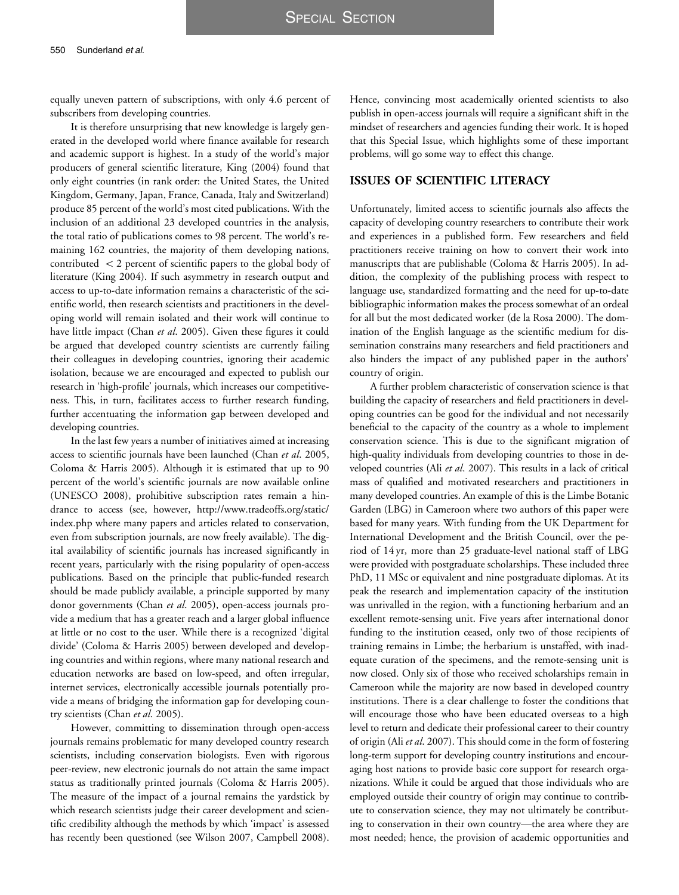equally uneven pattern of subscriptions, with only 4.6 percent of subscribers from developing countries.

It is therefore unsurprising that new knowledge is largely generated in the developed world where finance available for research and academic support is highest. In a study of the world's major producers of general scientific literature, King (2004) found that only eight countries (in rank order: the United States, the United Kingdom, Germany, Japan, France, Canada, Italy and Switzerland) produce 85 percent of the world's most cited publications. With the inclusion of an additional 23 developed countries in the analysis, the total ratio of publications comes to 98 percent. The world's remaining 162 countries, the majority of them developing nations, contributed $< 2$ percent of scientific papers to the global body of literature (King 2004). If such asymmetry in research output and access to up-to-date information remains a characteristic of the scientific world, then research scientists and practitioners in the developing world will remain isolated and their work will continue to have little impact (Chan *et al*. 2005). Given these figures it could be argued that developed country scientists are currently failing their colleagues in developing countries, ignoring their academic isolation, because we are encouraged and expected to publish our research in 'high-profile' journals, which increases our competitiveness. This, in turn, facilitates access to further research funding, further accentuating the information gap between developed and developing countries.

In the last few years a number of initiatives aimed at increasing access to scientific journals have been launched (Chan *et al*. 2005, Coloma & Harris 2005). Although it is estimated that up to 90 percent of the world's scientific journals are now available online (UNESCO 2008), prohibitive subscription rates remain a hindrance to access (see, however, http://www.tradeoffs.org/static/index.php where many papers and articles related to conservation, even from subscription journals, are now freely available). The digital availability of scientific journals has increased significantly in recent years, particularly with the rising popularity of open-access publications. Based on the principle that public-funded research should be made publicly available, a principle supported by many donor governments (Chan *et al*. 2005), open-access journals provide a medium that has a greater reach and a larger global influence at little or no cost to the user. While there is a recognized 'digital divide' (Coloma & Harris 2005) between developed and developing countries and within regions, where many national research and education networks are based on low-speed, and often irregular, internet services, electronically accessible journals potentially provide a means of bridging the information gap for developing country scientists (Chan *et al*. 2005).

However, committing to dissemination through open-access journals remains problematic for many developed country research scientists, including conservation biologists. Even with rigorous peer-review, new electronic journals do not attain the same impact status as traditionally printed journals (Coloma & Harris 2005). The measure of the impact of a journal remains the yardstick by which research scientists judge their career development and scientific credibility although the methods by which 'impact' is assessed has recently been questioned (see Wilson 2007, Campbell 2008). Hence, convincing most academically oriented scientists to also publish in open-access journals will require a significant shift in the mindset of researchers and agencies funding their work. It is hoped that this Special Issue, which highlights some of these important problems, will go some way to effect this change.

## ISSUES OF SCIENTIFIC LITERACY

Unfortunately, limited access to scientific journals also affects the capacity of developing country researchers to contribute their work and experiences in a published form. Few researchers and field practitioners receive training on how to convert their work into manuscripts that are publishable (Coloma & Harris 2005). In addition, the complexity of the publishing process with respect to language use, standardized formatting and the need for up-to-date bibliographic information makes the process somewhat of an ordeal for all but the most dedicated worker (de la Rosa 2000). The domination of the English language as the scientific medium for dissemination constrains many researchers and field practitioners and also hinders the impact of any published paper in the authors' country of origin.

A further problem characteristic of conservation science is that building the capacity of researchers and field practitioners in developing countries can be good for the individual and not necessarily beneficial to the capacity of the country as a whole to implement conservation science. This is due to the significant migration of high-quality individuals from developing countries to those in developed countries (Ali *et al*. 2007). This results in a lack of critical mass of qualified and motivated researchers and practitioners in many developed countries. An example of this is the Limbe Botanic Garden (LBG) in Cameroon where two authors of this paper were based for many years. With funding from the UK Department for International Development and the British Council, over the period of 14 yr, more than 25 graduate-level national staff of LBG were provided with postgraduate scholarships. These included three PhD, 11 MSc or equivalent and nine postgraduate diplomas. At its peak the research and implementation capacity of the institution was unrivalled in the region, with a functioning herbarium and an excellent remote-sensing unit. Five years after international donor funding to the institution ceased, only two of those recipients of training remains in Limbe; the herbarium is unstaffed, with inadequate curation of the specimens, and the remote-sensing unit is now closed. Only six of those who received scholarships remain in Cameroon while the majority are now based in developed country institutions. There is a clear challenge to foster the conditions that will encourage those who have been educated overseas to a high level to return and dedicate their professional career to their country of origin (Ali *et al*. 2007). This should come in the form of fostering long-term support for developing country institutions and encouraging host nations to provide basic core support for research organizations. While it could be argued that those individuals who are employed outside their country of origin may continue to contribute to conservation science, they may not ultimately be contributing to conservation in their own country—the area where they are most needed; hence, the provision of academic opportunities and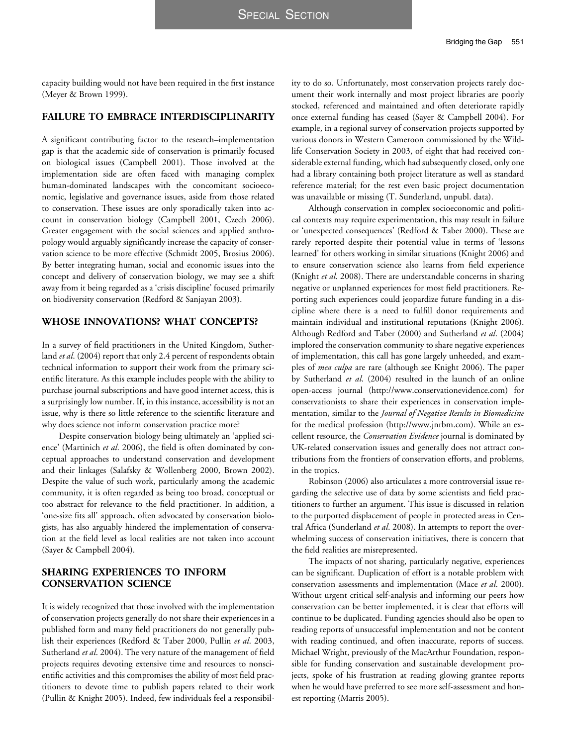capacity building would not have been required in the first instance (Meyer & Brown 1999).

## FAILURE TO EMBRACE INTERDISCIPLINARITY

A significant contributing factor to the research–implementation gap is that the academic side of conservation is primarily focused on biological issues (Campbell 2001). Those involved at the implementation side are often faced with managing complex human-dominated landscapes with the concomitant socioeconomic, legislative and governance issues, aside from those related to conservation. These issues are only sporadically taken into account in conservation biology (Campbell 2001, Czech 2006). Greater engagement with the social sciences and applied anthropology would arguably significantly increase the capacity of conservation science to be more effective (Schmidt 2005, Brosius 2006). By better integrating human, social and economic issues into the concept and delivery of conservation biology, we may see a shift away from it being regarded as a 'crisis discipline' focused primarily on biodiversity conservation (Redford & Sanjayan 2003).

## WHOSE INNOVATIONS? WHAT CONCEPTS?

In a survey of field practitioners in the United Kingdom, Sutherland *et al*. (2004) report that only 2.4 percent of respondents obtain technical information to support their work from the primary scientific literature. As this example includes people with the ability to purchase journal subscriptions and have good internet access, this is a surprisingly low number. If, in this instance, accessibility is not an issue, why is there so little reference to the scientific literature and why does science not inform conservation practice more?

Despite conservation biology being ultimately an 'applied science' (Martinich *et al*. 2006), the field is often dominated by conceptual approaches to understand conservation and development and their linkages (Salafsky & Wollenberg 2000, Brown 2002). Despite the value of such work, particularly among the academic community, it is often regarded as being too broad, conceptual or too abstract for relevance to the field practitioner. In addition, a 'one-size fits all' approach, often advocated by conservation biologists, has also arguably hindered the implementation of conservation at the field level as local realities are not taken into account (Sayer & Campbell 2004).

## SHARING EXPERIENCES TO INFORM CONSERVATION SCIENCE

It is widely recognized that those involved with the implementation of conservation projects generally do not share their experiences in a published form and many field practitioners do not generally publish their experiences (Redford & Taber 2000, Pullin *et al*. 2003, Sutherland *et al*. 2004). The very nature of the management of field projects requires devoting extensive time and resources to nonscientific activities and this compromises the ability of most field practitioners to devote time to publish papers related to their work (Pullin & Knight 2005). Indeed, few individuals feel a responsibility to do so. Unfortunately, most conservation projects rarely document their work internally and most project libraries are poorly stocked, referenced and maintained and often deteriorate rapidly once external funding has ceased (Sayer & Campbell 2004). For example, in a regional survey of conservation projects supported by various donors in Western Cameroon commissioned by the Wildlife Conservation Society in 2003, of eight that had received considerable external funding, which had subsequently closed, only one had a library containing both project literature as well as standard reference material; for the rest even basic project documentation was unavailable or missing (T. Sunderland, unpubl. data).

Although conservation in complex socioeconomic and political contexts may require experimentation, this may result in failure or 'unexpected consequences' (Redford & Taber 2000). These are rarely reported despite their potential value in terms of 'lessons learned' for others working in similar situations (Knight 2006) and to ensure conservation science also learns from field experience (Knight *et al*. 2008). There are understandable concerns in sharing negative or unplanned experiences for most field practitioners. Reporting such experiences could jeopardize future funding in a discipline where there is a need to fulfill donor requirements and maintain individual and institutional reputations (Knight 2006). Although Redford and Taber (2000) and Sutherland *et al*. (2004) implored the conservation community to share negative experiences of implementation, this call has gone largely unheeded, and examples of *mea culpa* are rare (although see Knight 2006). The paper by Sutherland *et al*. (2004) resulted in the launch of an online open-access journal (http://www.conservationevidence.com) for conservationists to share their experiences in conservation implementation, similar to the *Journal of Negative Results in Biomedicine* for the medical profession (http://www.jnrbm.com). While an excellent resource, the *Conservation Evidence* journal is dominated by UK-related conservation issues and generally does not attract contributions from the frontiers of conservation efforts, and problems, in the tropics.

Robinson (2006) also articulates a more controversial issue regarding the selective use of data by some scientists and field practitioners to further an argument. This issue is discussed in relation to the purported displacement of people in protected areas in Central Africa (Sunderland *et al*. 2008). In attempts to report the overwhelming success of conservation initiatives, there is concern that the field realities are misrepresented.

The impacts of not sharing, particularly negative, experiences can be significant. Duplication of effort is a notable problem with conservation assessments and implementation (Mace *et al*. 2000). Without urgent critical self-analysis and informing our peers how conservation can be better implemented, it is clear that efforts will continue to be duplicated. Funding agencies should also be open to reading reports of unsuccessful implementation and not be content with reading continued, and often inaccurate, reports of success. Michael Wright, previously of the MacArthur Foundation, responsible for funding conservation and sustainable development projects, spoke of his frustration at reading glowing grantee reports when he would have preferred to see more self-assessment and honest reporting (Marris 2005).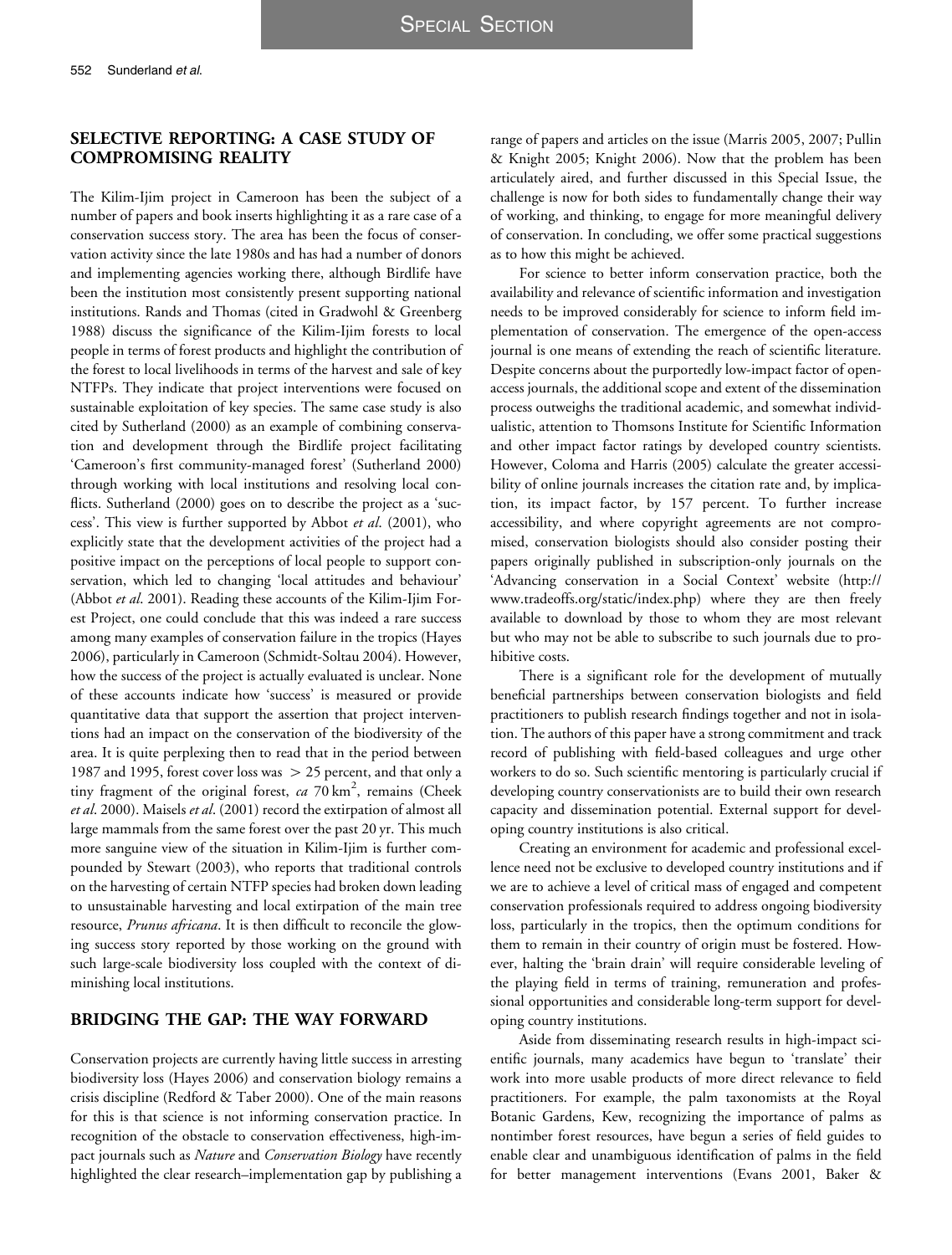## SELECTIVE REPORTING: A CASE STUDY OF COMPROMISING REALITY

The Kilim-Ijim project in Cameroon has been the subject of a number of papers and book inserts highlighting it as a rare case of a conservation success story. The area has been the focus of conservation activity since the late 1980s and has had a number of donors and implementing agencies working there, although Birdlife have been the institution most consistently present supporting national institutions. Rands and Thomas (cited in Gradwohl & Greenberg 1988) discuss the significance of the Kilim-Ijim forests to local people in terms of forest products and highlight the contribution of the forest to local livelihoods in terms of the harvest and sale of key NTFPs. They indicate that project interventions were focused on sustainable exploitation of key species. The same case study is also cited by Sutherland (2000) as an example of combining conservation and development through the Birdlife project facilitating 'Cameroon's first community-managed forest' (Sutherland 2000) through working with local institutions and resolving local conflicts. Sutherland (2000) goes on to describe the project as a 'success'. This view is further supported by Abbot *et al.* (2001), who explicitly state that the development activities of the project had a positive impact on the perceptions of local people to support conservation, which led to changing 'local attitudes and behaviour' (Abbot *et al.* 2001). Reading these accounts of the Kilim-Ijim Forest Project, one could conclude that this was indeed a rare success among many examples of conservation failure in the tropics (Hayes 2006), particularly in Cameroon (Schmidt-Soltau 2004). However, how the success of the project is actually evaluated is unclear. None of these accounts indicate how 'success' is measured or provide quantitative data that support the assertion that project interventions had an impact on the conservation of the biodiversity of the area. It is quite perplexing then to read that in the period between 1987 and 1995, forest cover loss was $> 25$ percent, and that only a tiny fragment of the original forest, *ca* 70 km$^2$, remains (Cheek *et al.* 2000). Maisels *et al.* (2001) record the extirpation of almost all large mammals from the same forest over the past 20 yr. This much more sanguine view of the situation in Kilim-Ijim is further compounded by Stewart (2003), who reports that traditional controls on the harvesting of certain NTFP species had broken down leading to unsustainable harvesting and local extirpation of the main tree resource, *Prunus africana*. It is then difficult to reconcile the glowing success story reported by those working on the ground with such large-scale biodiversity loss coupled with the context of diminishing local institutions.

## BRIDGING THE GAP: THE WAY FORWARD

Conservation projects are currently having little success in arresting biodiversity loss (Hayes 2006) and conservation biology remains a crisis discipline (Redford & Taber 2000). One of the main reasons for this is that science is not informing conservation practice. In recognition of the obstacle to conservation effectiveness, high-impact journals such as *Nature* and *Conservation Biology* have recently highlighted the clear research–implementation gap by publishing a range of papers and articles on the issue (Marris 2005, 2007; Pullin & Knight 2005; Knight 2006). Now that the problem has been articulately aired, and further discussed in this Special Issue, the challenge is now for both sides to fundamentally change their way of working, and thinking, to engage for more meaningful delivery of conservation. In concluding, we offer some practical suggestions as to how this might be achieved.

For science to better inform conservation practice, both the availability and relevance of scientific information and investigation needs to be improved considerably for science to inform field implementation of conservation. The emergence of the open-access journal is one means of extending the reach of scientific literature. Despite concerns about the purportedly low-impact factor of open-access journals, the additional scope and extent of the dissemination process outweighs the traditional academic, and somewhat individualistic, attention to Thomsons Institute for Scientific Information and other impact factor ratings by developed country scientists. However, Coloma and Harris (2005) calculate the greater accessibility of online journals increases the citation rate and, by implication, its impact factor, by 157 percent. To further increase accessibility, and where copyright agreements are not compromised, conservation biologists should also consider posting their papers originally published in subscription-only journals on the 'Advancing conservation in a Social Context' website (http://www.tradeoffs.org/static/index.php) where they are then freely available to download by those to whom they are most relevant but who may not be able to subscribe to such journals due to prohibitive costs.

There is a significant role for the development of mutually beneficial partnerships between conservation biologists and field practitioners to publish research findings together and not in isolation. The authors of this paper have a strong commitment and track record of publishing with field-based colleagues and urge other workers to do so. Such scientific mentoring is particularly crucial if developing country conservationists are to build their own research capacity and dissemination potential. External support for developing country institutions is also critical.

Creating an environment for academic and professional excellence need not be exclusive to developed country institutions and if we are to achieve a level of critical mass of engaged and competent conservation professionals required to address ongoing biodiversity loss, particularly in the tropics, then the optimum conditions for them to remain in their country of origin must be fostered. However, halting the 'brain drain' will require considerable leveling of the playing field in terms of training, remuneration and professional opportunities and considerable long-term support for developing country institutions.

Aside from disseminating research results in high-impact scientific journals, many academics have begun to 'translate' their work into more usable products of more direct relevance to field practitioners. For example, the palm taxonomists at the Royal Botanic Gardens, Kew, recognizing the importance of palms as nontimber forest resources, have begun a series of field guides to enable clear and unambiguous identification of palms in the field for better management interventions (Evans 2001, Baker &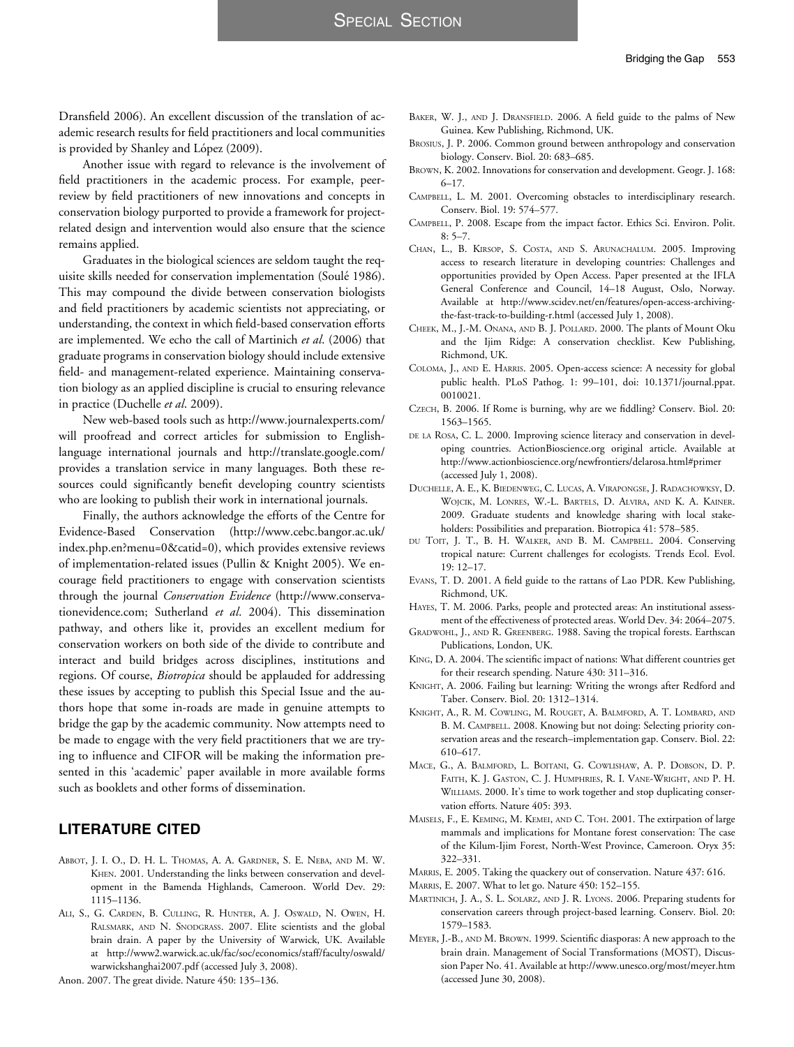Dransfield 2006). An excellent discussion of the translation of academic research results for field practitioners and local communities is provided by Shanley and López (2009).

Another issue with regard to relevance is the involvement of field practitioners in the academic process. For example, peer-review by field practitioners of new innovations and concepts in conservation biology purported to provide a framework for project-related design and intervention would also ensure that the science remains applied.

Graduates in the biological sciences are seldom taught the requisite skills needed for conservation implementation (Soulé 1986). This may compound the divide between conservation biologists and field practitioners by academic scientists not appreciating, or understanding, the context in which field-based conservation efforts are implemented. We echo the call of Martinich *et al.* (2006) that graduate programs in conservation biology should include extensive field- and management-related experience. Maintaining conservation biology as an applied discipline is crucial to ensuring relevance in practice (Duchelle *et al.* 2009).

New web-based tools such as http://www.journalexperts.com/ will proofread and correct articles for submission to English-language international journals and http://translate.google.com/ provides a translation service in many languages. Both these resources could significantly benefit developing country scientists who are looking to publish their work in international journals.

Finally, the authors acknowledge the efforts of the Centre for Evidence-Based Conservation (http://www.cebc.bangor.ac.uk/index.php.en?menu=0&catid=0), which provides extensive reviews of implementation-related issues (Pullin & Knight 2005). We encourage field practitioners to engage with conservation scientists through the journal *Conservation Evidence* (http://www.conservationevidence.com; Sutherland *et al.* 2004). This dissemination pathway, and others like it, provides an excellent medium for conservation workers on both side of the divide to contribute and interact and build bridges across disciplines, institutions and regions. Of course, *Biotropica* should be applauded for addressing these issues by accepting to publish this Special Issue and the authors hope that some in-roads are made in genuine attempts to bridge the gap by the academic community. Now attempts need to be made to engage with the very field practitioners that we are trying to influence and CIFOR will be making the information presented in this 'academic' paper available in more available forms such as booklets and other forms of dissemination.

## LITERATURE CITED

Abbot, J. I. O., D. H. L. Thomas, A. A. Gardner, S. E. Neba, and M. W. Khen. 2001. Understanding the links between conservation and development in the Bamenda Highlands, Cameroon. World Dev. 29: 1115–1136.

Ali, S., G. Carden, B. Culling, R. Hunter, A. J. Oswald, N. Owen, H. Ralsmark, and N. Snodgrass. 2007. Elite scientists and the global brain drain. A paper by the University of Warwick, UK. Available at http://www2.warwick.ac.uk/fac/soc/economics/staff/faculty/oswald/warwickshanghai2007.pdf (accessed July 3, 2008).

Anon. 2007. The great divide. Nature 450: 135–136.

Baker, W. J., and J. Dransfield. 2006. A field guide to the palms of New Guinea. Kew Publishing, Richmond, UK.

Brosius, J. P. 2006. Common ground between anthropology and conservation biology. Conserv. Biol. 20: 683–685.

Brown, K. 2002. Innovations for conservation and development. Geogr. J. 168: 6–17.

Campbell, L. M. 2001. Overcoming obstacles to interdisciplinary research. Conserv. Biol. 19: 574–577.

Campbell, P. 2008. Escape from the impact factor. Ethics Sci. Environ. Polit. 8: 5–7.

Chan, L., B. Kirsop, S. Costa, and S. Arunachalum. 2005. Improving access to research literature in developing countries: Challenges and opportunities provided by Open Access. Paper presented at the IFLA General Conference and Council, 14–18 August, Oslo, Norway. Available at http://www.scidev.net/en/features/open-access-archiving-the-fast-track-to-building-r.html (accessed July 1, 2008).

Cheek, M., J.-M. Onana, and B. J. Pollard. 2000. The plants of Mount Oku and the Ijim Ridge: A conservation checklist. Kew Publishing, Richmond, UK.

Coloma, J., and E. Harris. 2005. Open-access science: A necessity for global public health. PLoS Pathog. 1: 99–101, doi: 10.1371/journal.ppat.0010021.

Czech, B. 2006. If Rome is burning, why are we fiddling? Conserv. Biol. 20: 1563–1565.

de la Rosa, C. L. 2000. Improving science literacy and conservation in developing countries. ActionBioscience.org original article. Available at http://www.actionbioscience.org/newfrontiers/delarosa.html#primer (accessed July 1, 2008).

Duchelle, A. E., K. Biedenweg, C. Lucas, A. Virapongse, J. Radachowksy, D. Wojcik, M. Lonres, W.-L. Bartels, D. Alvira, and K. A. Kainer. 2009. Graduate students and knowledge sharing with local stakeholders: Possibilities and preparation. Biotropica 41: 578–585.

du Toit, J. T., B. H. Walker, and B. M. Campbell. 2004. Conserving tropical nature: Current challenges for ecologists. Trends Ecol. Evol. 19: 12–17.

Evans, T. D. 2001. A field guide to the rattans of Lao PDR. Kew Publishing, Richmond, UK.

Hayes, T. M. 2006. Parks, people and protected areas: An institutional assessment of the effectiveness of protected areas. World Dev. 34: 2064–2075.

Gradwohl, J., and R. Greenberg. 1988. Saving the tropical forests. Earthscan Publications, London, UK.

King, D. A. 2004. The scientific impact of nations: What different countries get for their research spending. Nature 430: 311–316.

Knight, A. 2006. Failing but learning: Writing the wrongs after Redford and Taber. Conserv. Biol. 20: 1312–1314.

Knight, A., R. M. Cowling, M. Rouget, A. Balmford, A. T. Lombard, and B. M. Campbell. 2008. Knowing but not doing: Selecting priority conservation areas and the research–implementation gap. Conserv. Biol. 22: 610–617.

Mace, G., A. Balmford, L. Boitani, G. Cowlishaw, A. P. Dobson, D. P. Faith, K. J. Gaston, C. J. Humphries, R. I. Vane-Wright, and P. H. Williams. 2000. It's time to work together and stop duplicating conservation efforts. Nature 405: 393.

Maisels, F., E. Keming, M. Kemei, and C. Toh. 2001. The extirpation of large mammals and implications for Montane forest conservation: The case of the Kilum-Ijim Forest, North-West Province, Cameroon. Oryx 35: 322–331.

Marris, E. 2005. Taking the quackery out of conservation. Nature 437: 616.

Marris, E. 2007. What to let go. Nature 450: 152–155.

Martinich, J. A., S. L. Solarz, and J. R. Lyons. 2006. Preparing students for conservation careers through project-based learning. Conserv. Biol. 20: 1579–1583.

Meyer, J.-B., and M. Brown. 1999. Scientific diasporas: A new approach to the brain drain. Management of Social Transformations (MOST), Discussion Paper No. 41. Available at http://www.unesco.org/most/meyer.htm (accessed June 30, 2008).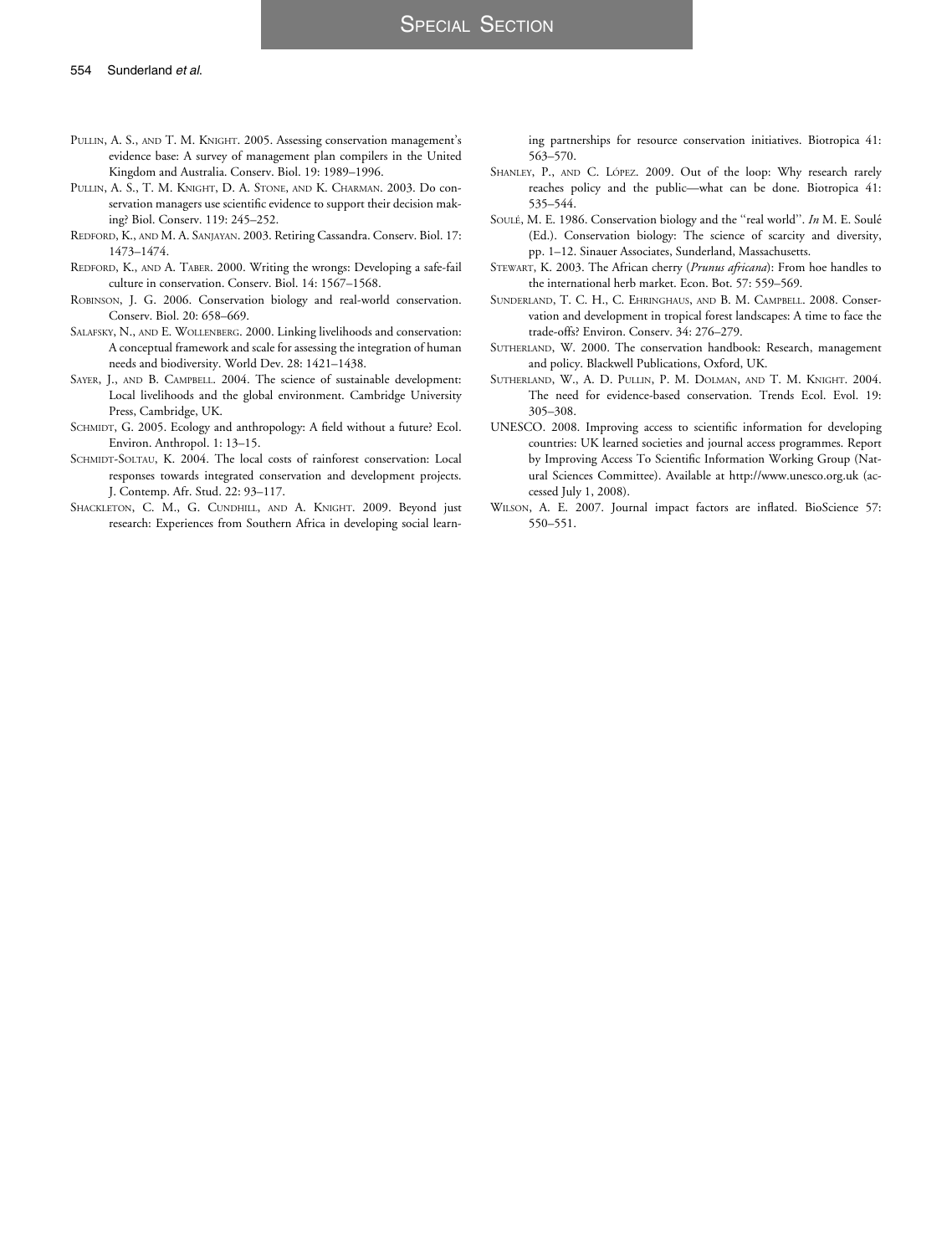PULLIN, A. S., AND T. M. KNIGHT. 2005. Assessing conservation management's evidence base: A survey of management plan compilers in the United Kingdom and Australia. Conserv. Biol. 19: 1989–1996.

PULLIN, A. S., T. M. KNIGHT, D. A. STONE, AND K. CHARMAN. 2003. Do conservation managers use scientific evidence to support their decision making? Biol. Conserv. 119: 245–252.

REDFORD, K., AND M. A. SANJAYAN. 2003. Retiring Cassandra. Conserv. Biol. 17: 1473–1474.

REDFORD, K., AND A. TABER. 2000. Writing the wrongs: Developing a safe-fail culture in conservation. Conserv. Biol. 14: 1567–1568.

ROBINSON, J. G. 2006. Conservation biology and real-world conservation. Conserv. Biol. 20: 658–669.

SALAFSKY, N., AND E. WOLLENBERG. 2000. Linking livelihoods and conservation: A conceptual framework and scale for assessing the integration of human needs and biodiversity. World Dev. 28: 1421–1438.

SAYER, J., AND B. CAMPBELL. 2004. The science of sustainable development: Local livelihoods and the global environment. Cambridge University Press, Cambridge, UK.

SCHMIDT, G. 2005. Ecology and anthropology: A field without a future? Ecol. Environ. Anthropol. 1: 13–15.

SCHMIDT-SOLTAU, K. 2004. The local costs of rainforest conservation: Local responses towards integrated conservation and development projects. J. Contemp. Afr. Stud. 22: 93–117.

SHACKLETON, C. M., G. CUNDHILL, AND A. KNIGHT. 2009. Beyond just research: Experiences from Southern Africa in developing social learning partnerships for resource conservation initiatives. Biotropica 41: 563–570.

SHANLEY, P., AND C. LÓPEZ. 2009. Out of the loop: Why research rarely reaches policy and the public—what can be done. Biotropica 41: 535–544.

SOULÉ, M. E. 1986. Conservation biology and the "real world". *In* M. E. Soulé (Ed.). Conservation biology: The science of scarcity and diversity, pp. 1–12. Sinauer Associates, Sunderland, Massachusetts.

STEWART, K. 2003. The African cherry (*Prunus africana*): From hoe handles to the international herb market. Econ. Bot. 57: 559–569.

SUNDERLAND, T. C. H., C. EHRINGHAUS, AND B. M. CAMPBELL. 2008. Conservation and development in tropical forest landscapes: A time to face the trade-offs? Environ. Conserv. 34: 276–279.

SUTHERLAND, W. 2000. The conservation handbook: Research, management and policy. Blackwell Publications, Oxford, UK.

SUTHERLAND, W., A. D. PULLIN, P. M. DOLMAN, AND T. M. KNIGHT. 2004. The need for evidence-based conservation. Trends Ecol. Evol. 19: 305–308.

UNESCO. 2008. Improving access to scientific information for developing countries: UK learned societies and journal access programmes. Report by Improving Access To Scientific Information Working Group (Natural Sciences Committee). Available at http://www.unesco.org.uk (accessed July 1, 2008).

WILSON, A. E. 2007. Journal impact factors are inflated. BioScience 57: 550–551.